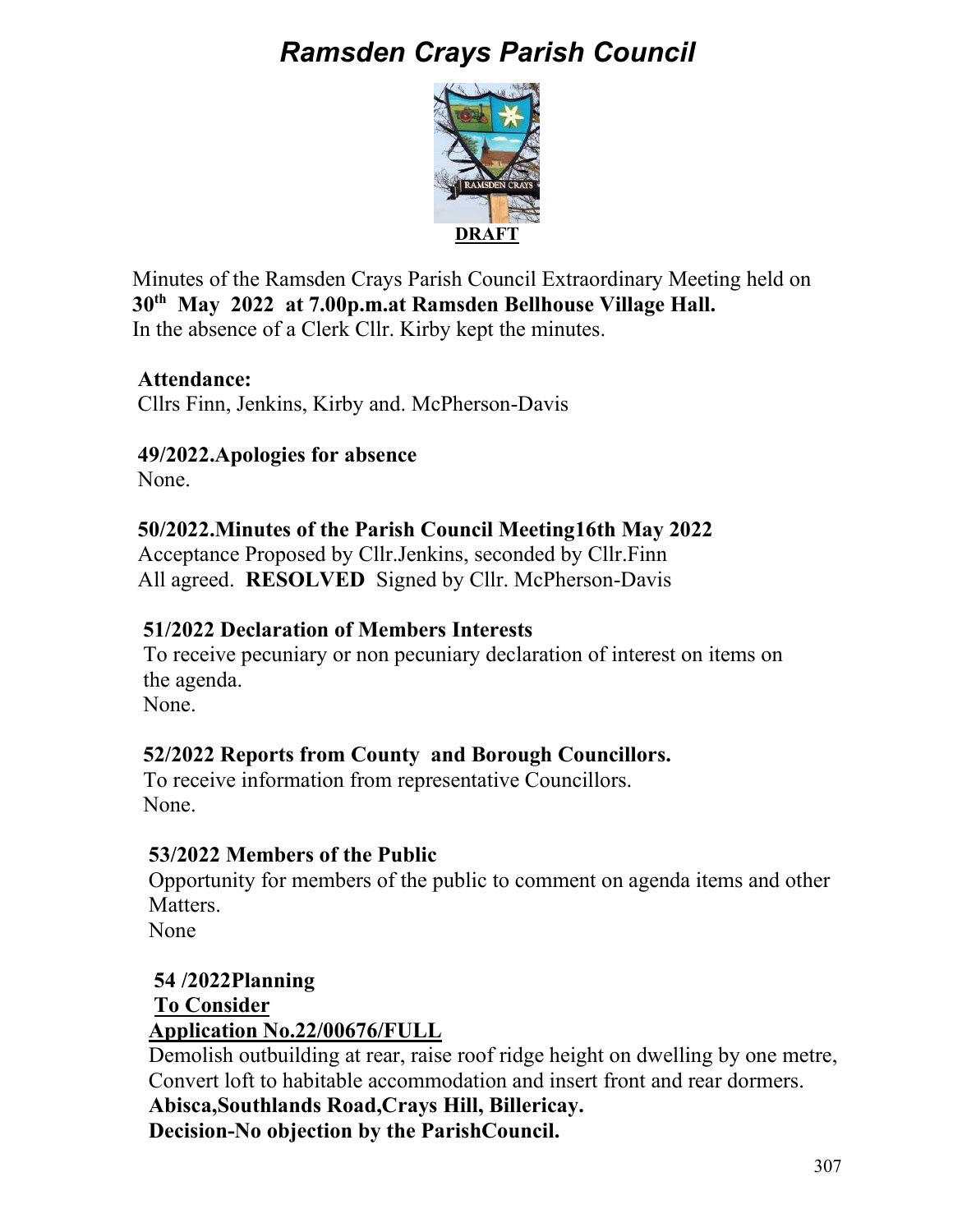# *Ramsden Crays Parish Council*

**DRAFT**

Minutes of the Ramsden Crays Parish Council Extraordinary Meeting held on **30th May 2022 at 7.00p.m.at Ramsden Bellhouse Village Hall.**
In the absence of a Clerk Cllr. Kirby kept the minutes.

**Attendance:**
Cllrs Finn, Jenkins, Kirby and. McPherson-Davis

**49/2022.Apologies for absence**
None.

**50/2022.Minutes of the Parish Council Meeting16th May 2022**
Acceptance Proposed by Cllr.Jenkins, seconded by Cllr.Finn
All agreed. **RESOLVED** Signed by Cllr. McPherson-Davis

**51/2022 Declaration of Members Interests**
To receive pecuniary or non pecuniary declaration of interest on items on the agenda.
None.

**52/2022 Reports from County and Borough Councillors.**
To receive information from representative Councillors.
None.

**53/2022 Members of the Public**
Opportunity for members of the public to comment on agenda items and other Matters.
None

**54 /2022Planning**
**To Consider**
**Application No.22/00676/FULL**
Demolish outbuilding at rear, raise roof ridge height on dwelling by one metre, Convert loft to habitable accommodation and insert front and rear dormers.
**Abisca,Southlands Road,Crays Hill, Billericay.**
**Decision-No objection by the ParishCouncil.**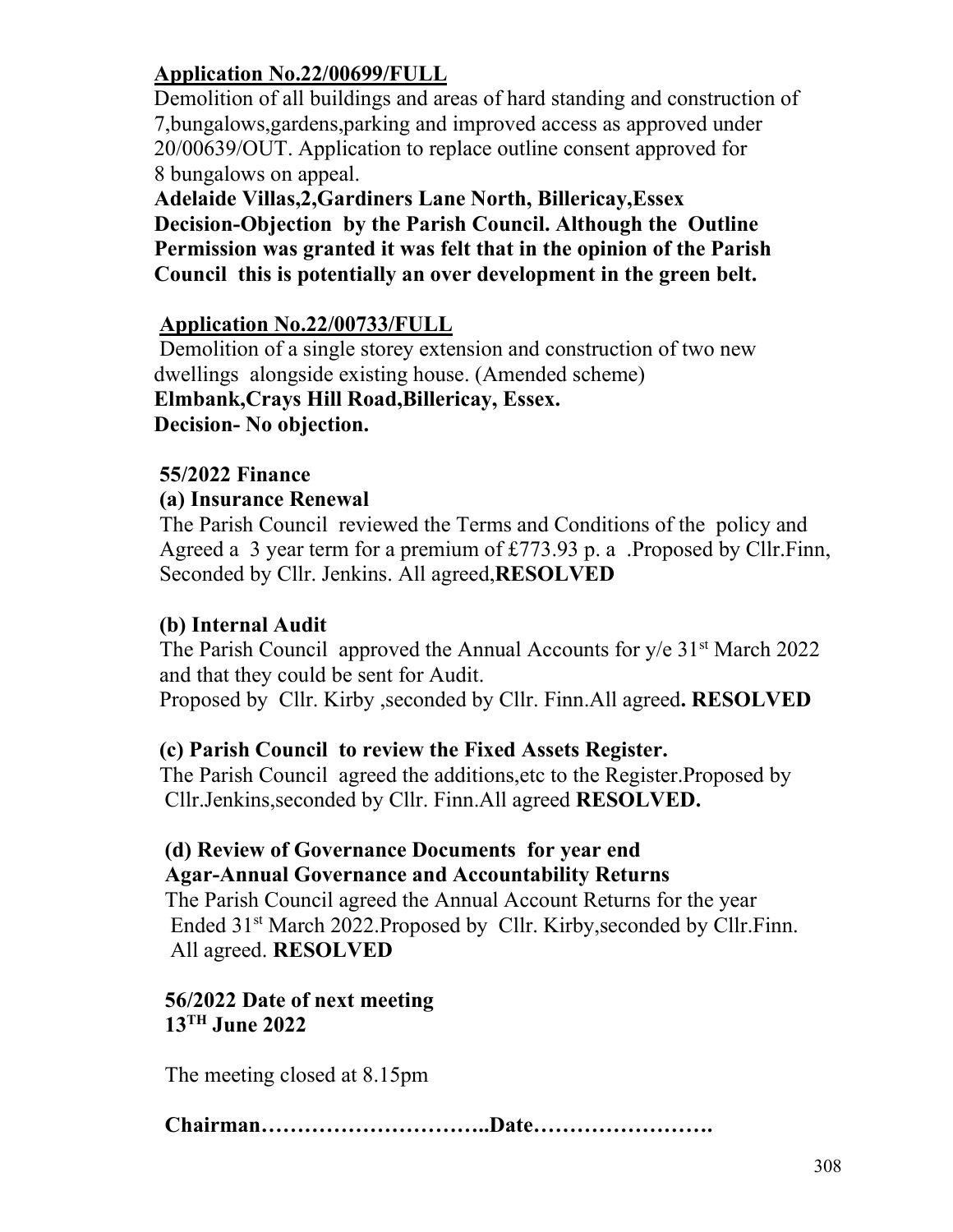**<u>Application No.22/00699/FULL</u>**

Demolition of all buildings and areas of hard standing and construction of 7,bungalows,gardens,parking and improved access as approved under 20/00639/OUT. Application to replace outline consent approved for 8 bungalows on appeal.

**Adelaide Villas,2,Gardiners Lane North, Billericay,Essex**
**Decision-Objection by the Parish Council. Although the Outline Permission was granted it was felt that in the opinion of the Parish Council this is potentially an over development in the green belt.**

**<u>Application No.22/00733/FULL</u>**

Demolition of a single storey extension and construction of two new dwellings alongside existing house. (Amended scheme)

**Elmbank,Crays Hill Road,Billericay, Essex.**
**Decision- No objection.**

**55/2022 Finance**

**(a) Insurance Renewal**

The Parish Council reviewed the Terms and Conditions of the policy and Agreed a 3 year term for a premium of £773.93 p. a .Proposed by Cllr.Finn, Seconded by Cllr. Jenkins. All agreed,**RESOLVED**

**(b) Internal Audit**

The Parish Council approved the Annual Accounts for y/e 31st March 2022 and that they could be sent for Audit.
Proposed by Cllr. Kirby ,seconded by Cllr. Finn.All agreed**. RESOLVED**

**(c) Parish Council to review the Fixed Assets Register.**

The Parish Council agreed the additions,etc to the Register.Proposed by Cllr.Jenkins,seconded by Cllr. Finn.All agreed **RESOLVED.**

**(d) Review of Governance Documents for year end**
**Agar-Annual Governance and Accountability Returns**

The Parish Council agreed the Annual Account Returns for the year Ended 31st March 2022.Proposed by Cllr. Kirby,seconded by Cllr.Finn. All agreed. **RESOLVED**

**56/2022 Date of next meeting**
**13TH June 2022**

The meeting closed at 8.15pm

**Chairman…………………………..Date…………………….**